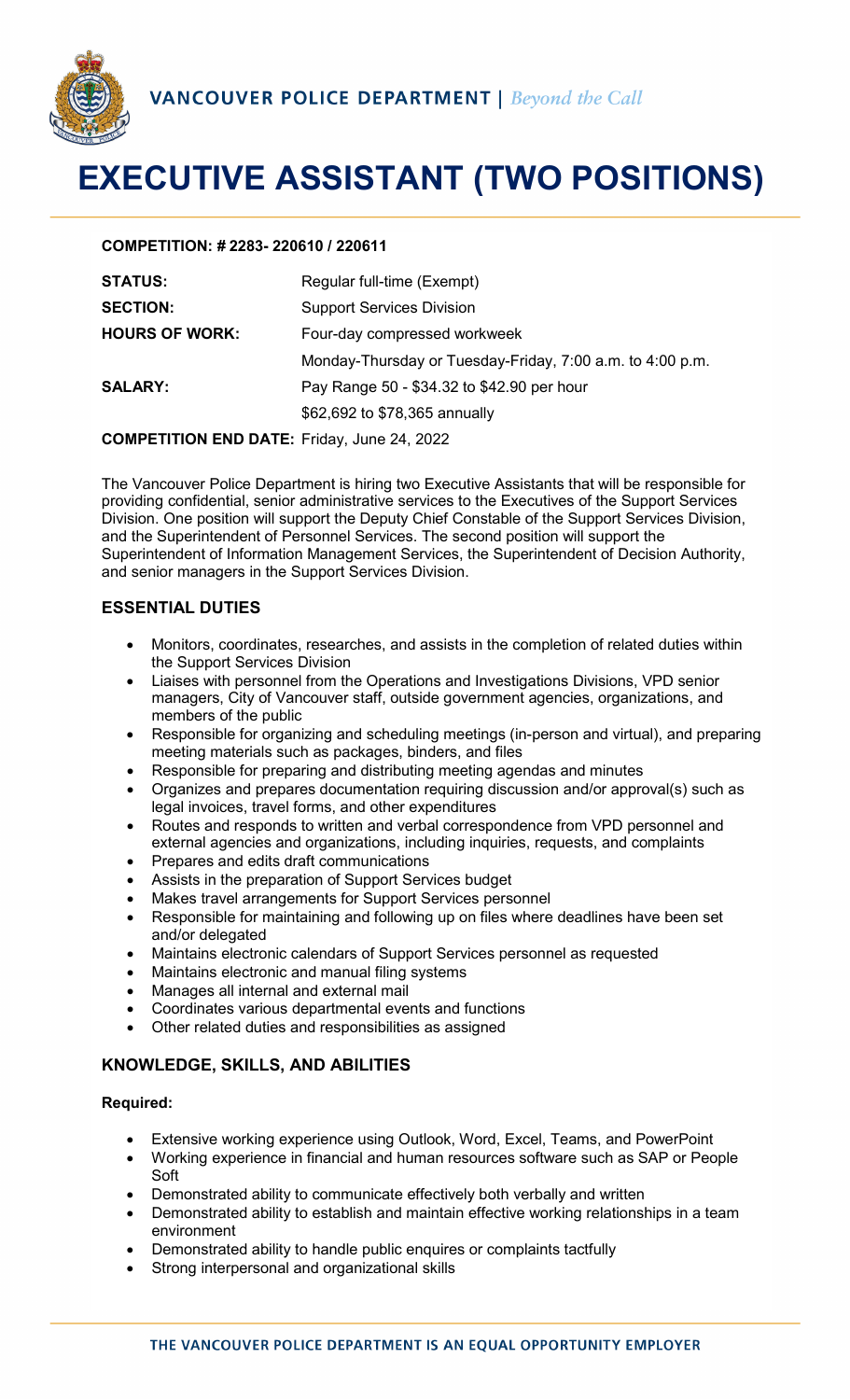VANCOUVER POLICE DEPARTMENT | *Beyond the Call*

# EXECUTIVE ASSISTANT (TWO POSITIONS)

**COMPETITION: # 2283- 220610 / 220611**

| | |
|---|---|
| **STATUS:** | Regular full-time (Exempt) |
| **SECTION:** | Support Services Division |
| **HOURS OF WORK:** | Four-day compressed workweek |
| | Monday-Thursday or Tuesday-Friday, 7:00 a.m. to 4:00 p.m. |
| **SALARY:** | Pay Range 50 - $34.32 to $42.90 per hour |
| | $62,692 to $78,365 annually |

**COMPETITION END DATE:** Friday, June 24, 2022

The Vancouver Police Department is hiring two Executive Assistants that will be responsible for providing confidential, senior administrative services to the Executives of the Support Services Division. One position will support the Deputy Chief Constable of the Support Services Division, and the Superintendent of Personnel Services. The second position will support the Superintendent of Information Management Services, the Superintendent of Decision Authority, and senior managers in the Support Services Division.

## ESSENTIAL DUTIES

- Monitors, coordinates, researches, and assists in the completion of related duties within the Support Services Division
- Liaises with personnel from the Operations and Investigations Divisions, VPD senior managers, City of Vancouver staff, outside government agencies, organizations, and members of the public
- Responsible for organizing and scheduling meetings (in-person and virtual), and preparing meeting materials such as packages, binders, and files
- Responsible for preparing and distributing meeting agendas and minutes
- Organizes and prepares documentation requiring discussion and/or approval(s) such as legal invoices, travel forms, and other expenditures
- Routes and responds to written and verbal correspondence from VPD personnel and external agencies and organizations, including inquiries, requests, and complaints
- Prepares and edits draft communications
- Assists in the preparation of Support Services budget
- Makes travel arrangements for Support Services personnel
- Responsible for maintaining and following up on files where deadlines have been set and/or delegated
- Maintains electronic calendars of Support Services personnel as requested
- Maintains electronic and manual filing systems
- Manages all internal and external mail
- Coordinates various departmental events and functions
- Other related duties and responsibilities as assigned

## KNOWLEDGE, SKILLS, AND ABILITIES

**Required:**

- Extensive working experience using Outlook, Word, Excel, Teams, and PowerPoint
- Working experience in financial and human resources software such as SAP or People Soft
- Demonstrated ability to communicate effectively both verbally and written
- Demonstrated ability to establish and maintain effective working relationships in a team environment
- Demonstrated ability to handle public enquires or complaints tactfully
- Strong interpersonal and organizational skills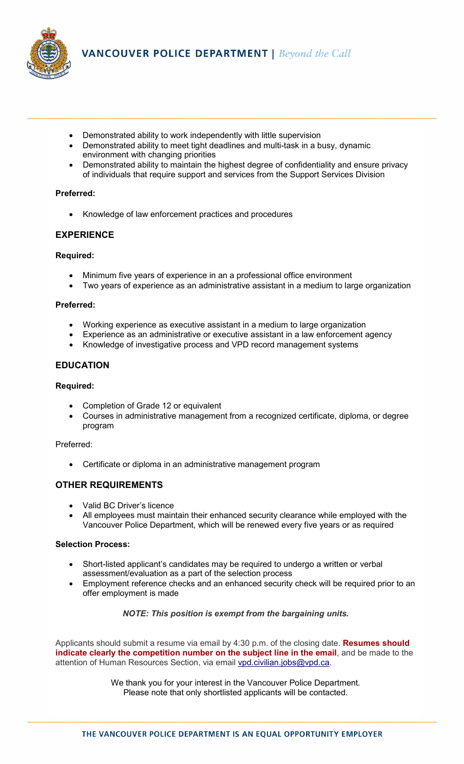- Demonstrated ability to work independently with little supervision
- Demonstrated ability to meet tight deadlines and multi-task in a busy, dynamic environment with changing priorities
- Demonstrated ability to maintain the highest degree of confidentiality and ensure privacy of individuals that require support and services from the Support Services Division

**Preferred:**

- Knowledge of law enforcement practices and procedures

## EXPERIENCE

**Required:**

- Minimum five years of experience in an a professional office environment
- Two years of experience as an administrative assistant in a medium to large organization

**Preferred:**

- Working experience as executive assistant in a medium to large organization
- Experience as an administrative or executive assistant in a law enforcement agency
- Knowledge of investigative process and VPD record management systems

## EDUCATION

**Required:**

- Completion of Grade 12 or equivalent
- Courses in administrative management from a recognized certificate, diploma, or degree program

Preferred:

- Certificate or diploma in an administrative management program

## OTHER REQUIREMENTS

- Valid BC Driver's licence
- All employees must maintain their enhanced security clearance while employed with the Vancouver Police Department, which will be renewed every five years or as required

**Selection Process:**

- Short-listed applicant's candidates may be required to undergo a written or verbal assessment/evaluation as a part of the selection process
- Employment reference checks and an enhanced security check will be required prior to an offer employment is made

***NOTE: This position is exempt from the bargaining units.***

Applicants should submit a resume via email by 4:30 p.m. of the closing date. **Resumes should indicate clearly the competition number on the subject line in the email**, and be made to the attention of Human Resources Section, via email vpd.civilian.jobs@vpd.ca.

We thank you for your interest in the Vancouver Police Department.
Please note that only shortlisted applicants will be contacted.

THE VANCOUVER POLICE DEPARTMENT IS AN EQUAL OPPORTUNITY EMPLOYER